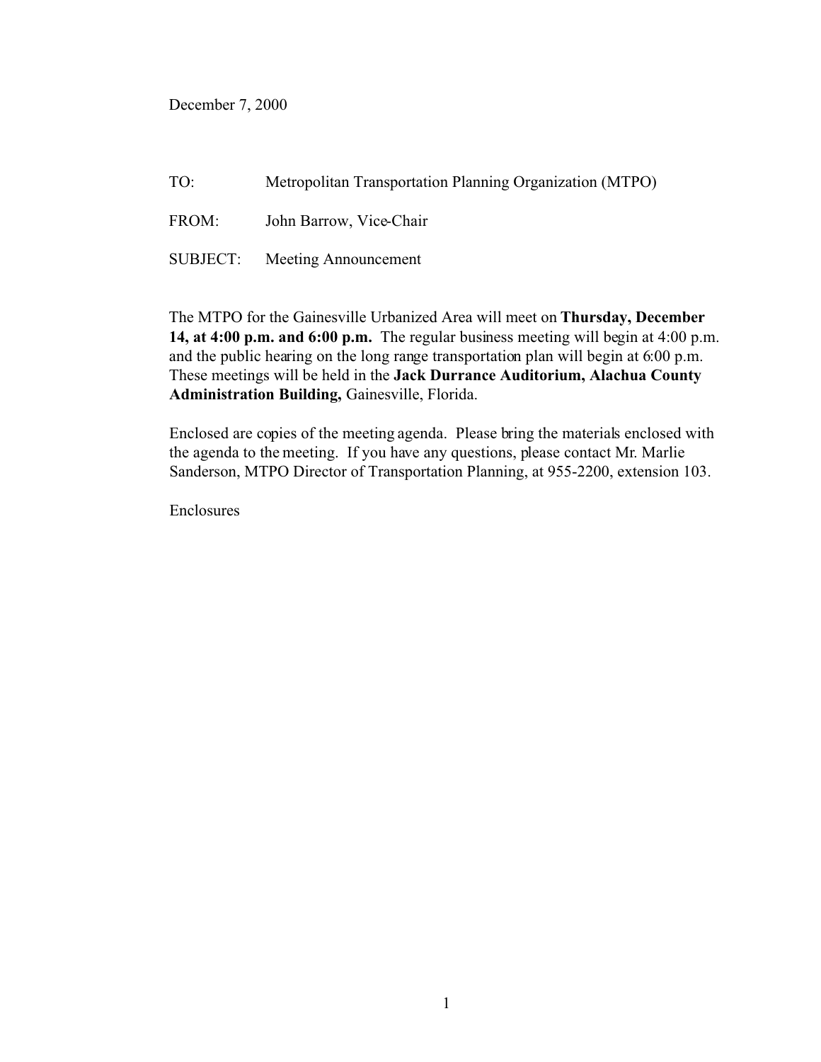December 7, 2000

TO: Metropolitan Transportation Planning Organization (MTPO)

FROM: John Barrow, Vice-Chair

SUBJECT: Meeting Announcement

The MTPO for the Gainesville Urbanized Area will meet on **Thursday, December 14, at 4:00 p.m. and 6:00 p.m.** The regular business meeting will begin at 4:00 p.m. and the public hearing on the long range transportation plan will begin at 6:00 p.m. These meetings will be held in the **Jack Durrance Auditorium, Alachua County Administration Building,** Gainesville, Florida.

Enclosed are copies of the meeting agenda. Please bring the materials enclosed with the agenda to the meeting. If you have any questions, please contact Mr. Marlie Sanderson, MTPO Director of Transportation Planning, at 955-2200, extension 103.

Enclosures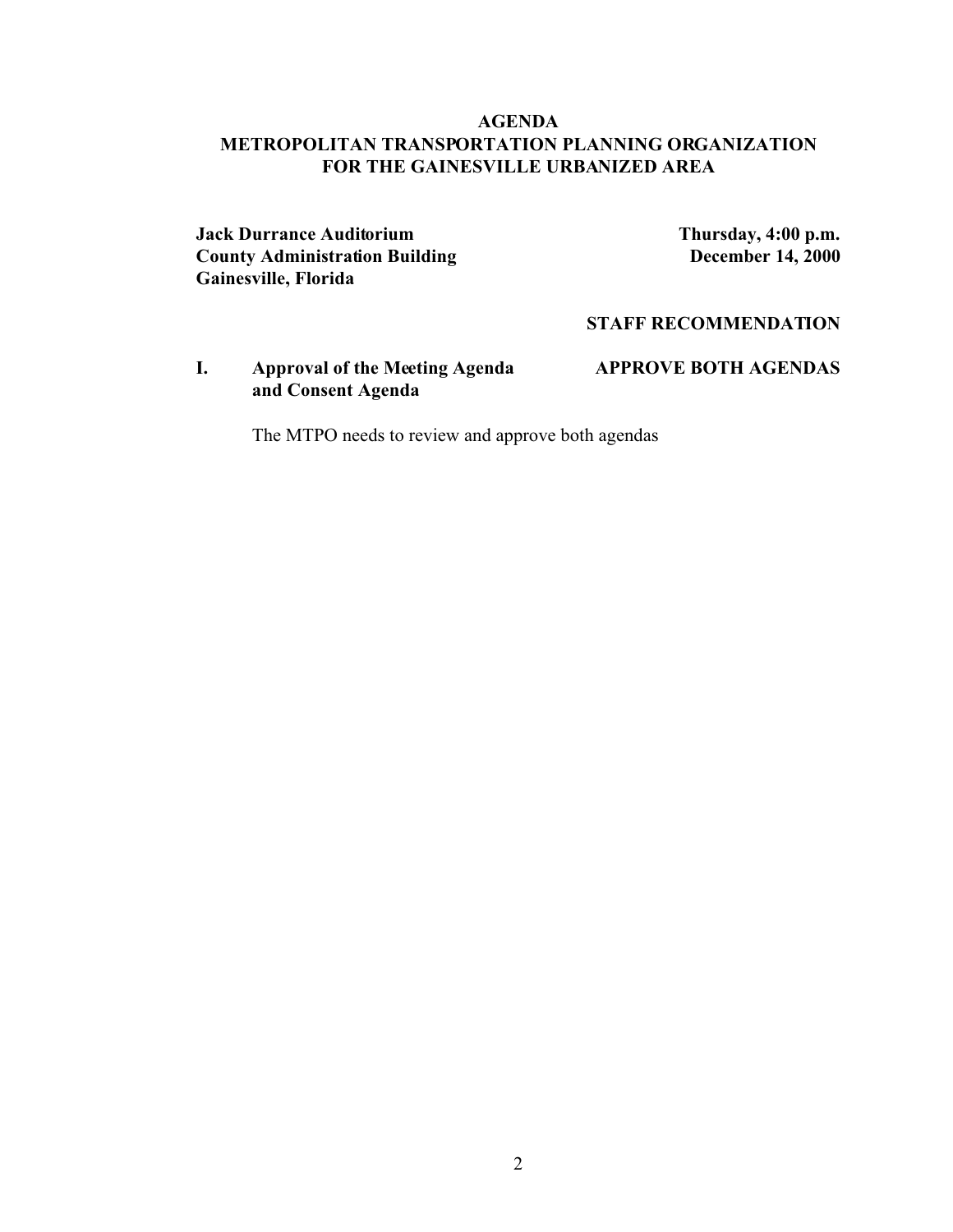**AGENDA**
**METROPOLITAN TRANSPORTATION PLANNING ORGANIZATION**
**FOR THE GAINESVILLE URBANIZED AREA**

**Jack Durrance Auditorium**
**County Administration Building**
**Gainesville, Florida**

**Thursday, 4:00 p.m.**
**December 14, 2000**

**STAFF RECOMMENDATION**

**I. Approval of the Meeting Agenda and Consent Agenda** — **APPROVE BOTH AGENDAS**

The MTPO needs to review and approve both agendas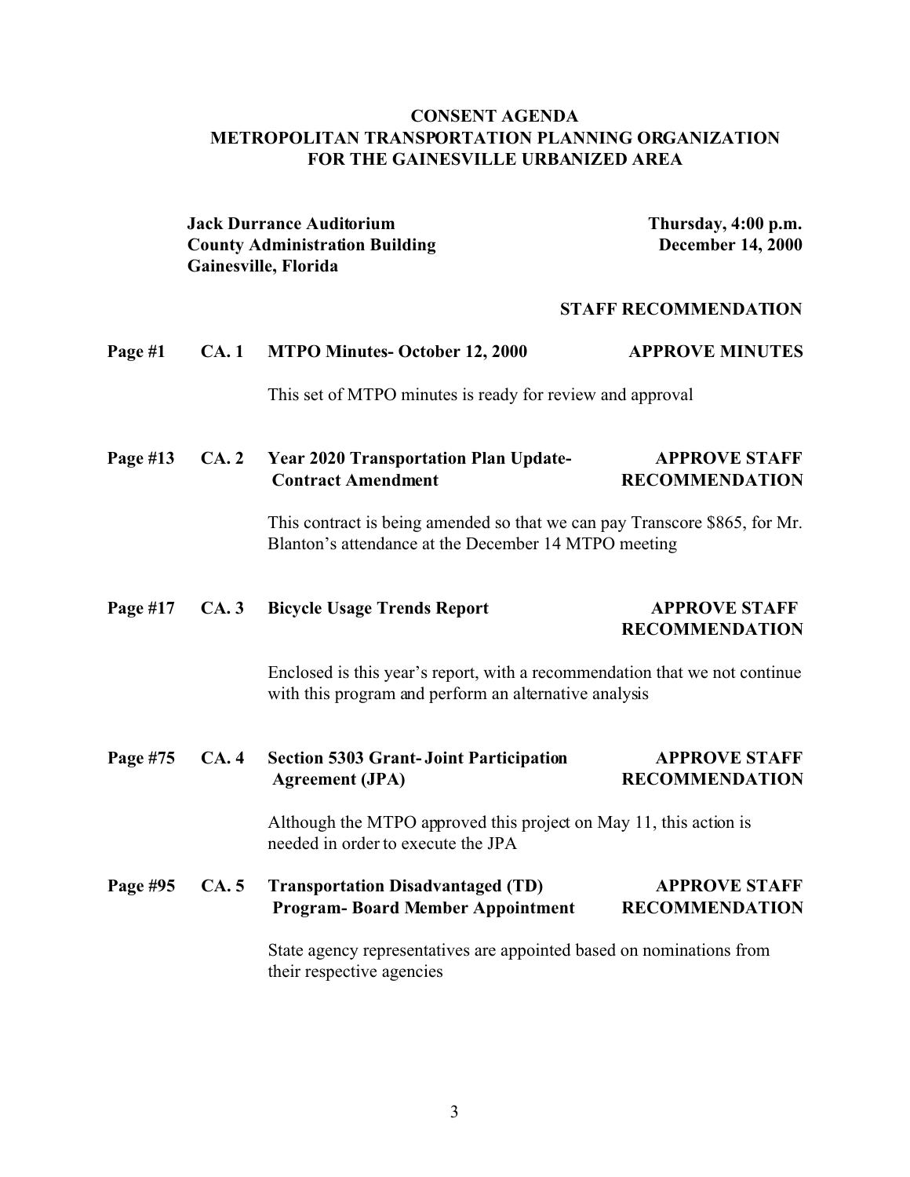# CONSENT AGENDA
# METROPOLITAN TRANSPORTATION PLANNING ORGANIZATION
# FOR THE GAINESVILLE URBANIZED AREA

**Jack Durrance Auditorium**
**County Administration Building**
**Gainesville, Florida**

**Thursday, 4:00 p.m.**
**December 14, 2000**

**STAFF RECOMMENDATION**

**Page #1 CA. 1 MTPO Minutes- October 12, 2000** — **APPROVE MINUTES**

This set of MTPO minutes is ready for review and approval

**Page #13 CA. 2 Year 2020 Transportation Plan Update- Contract Amendment** — **APPROVE STAFF RECOMMENDATION**

This contract is being amended so that we can pay Transcore $865, for Mr. Blanton's attendance at the December 14 MTPO meeting

**Page #17 CA. 3 Bicycle Usage Trends Report** — **APPROVE STAFF RECOMMENDATION**

Enclosed is this year's report, with a recommendation that we not continue with this program and perform an alternative analysis

**Page #75 CA. 4 Section 5303 Grant- Joint Participation Agreement (JPA)** — **APPROVE STAFF RECOMMENDATION**

Although the MTPO approved this project on May 11, this action is needed in order to execute the JPA

**Page #95 CA. 5 Transportation Disadvantaged (TD) Program- Board Member Appointment** — **APPROVE STAFF RECOMMENDATION**

State agency representatives are appointed based on nominations from their respective agencies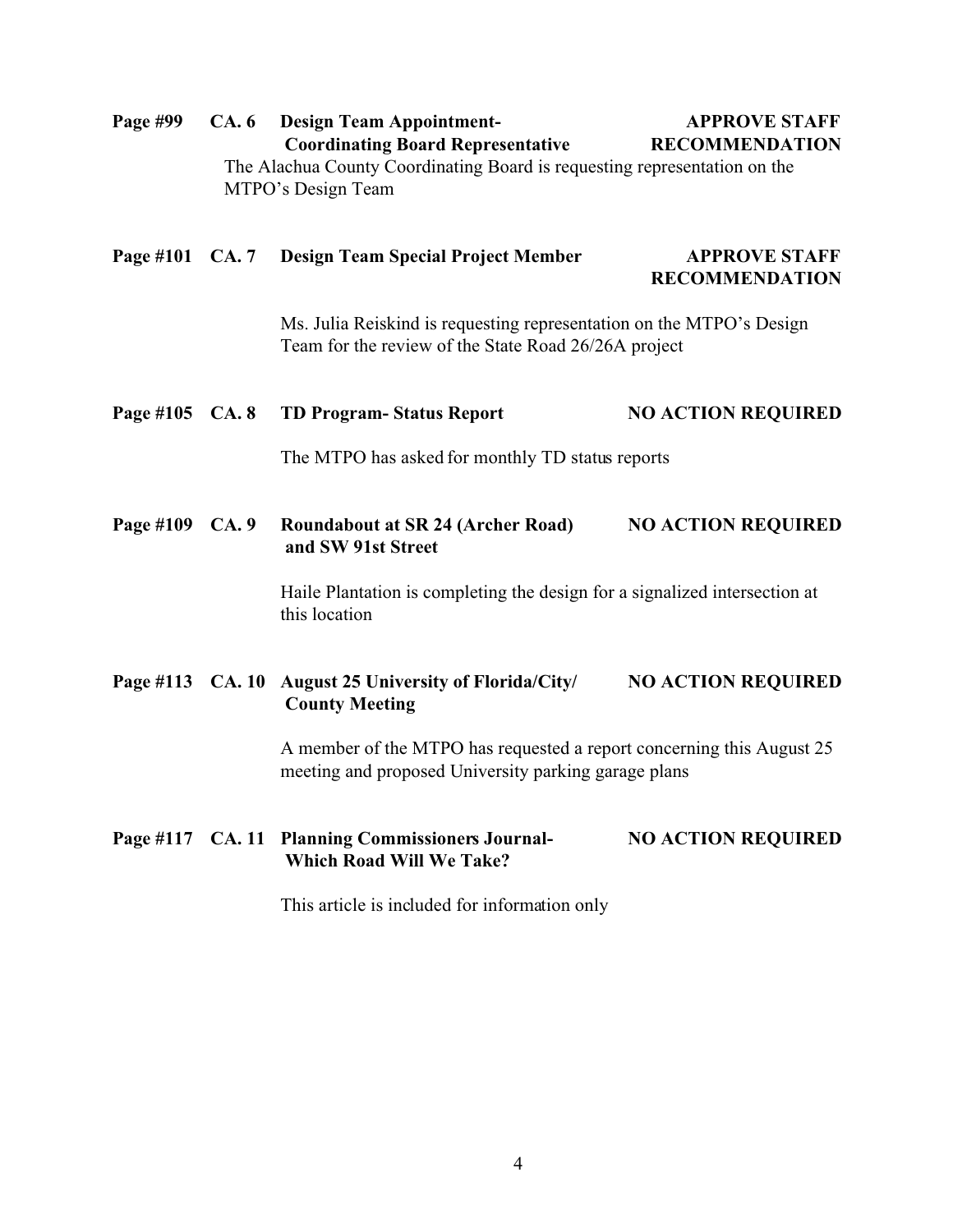**Page #99 CA. 6 Design Team Appointment- Coordinating Board Representative** — **APPROVE STAFF RECOMMENDATION**

The Alachua County Coordinating Board is requesting representation on the MTPO's Design Team

**Page #101 CA. 7 Design Team Special Project Member** — **APPROVE STAFF RECOMMENDATION**

Ms. Julia Reiskind is requesting representation on the MTPO's Design Team for the review of the State Road 26/26A project

**Page #105 CA. 8 TD Program- Status Report** — **NO ACTION REQUIRED**

The MTPO has asked for monthly TD status reports

**Page #109 CA. 9 Roundabout at SR 24 (Archer Road) and SW 91st Street** — **NO ACTION REQUIRED**

Haile Plantation is completing the design for a signalized intersection at this location

**Page #113 CA. 10 August 25 University of Florida/City/ County Meeting** — **NO ACTION REQUIRED**

A member of the MTPO has requested a report concerning this August 25 meeting and proposed University parking garage plans

**Page #117 CA. 11 Planning Commissioners Journal- Which Road Will We Take?** — **NO ACTION REQUIRED**

This article is included for information only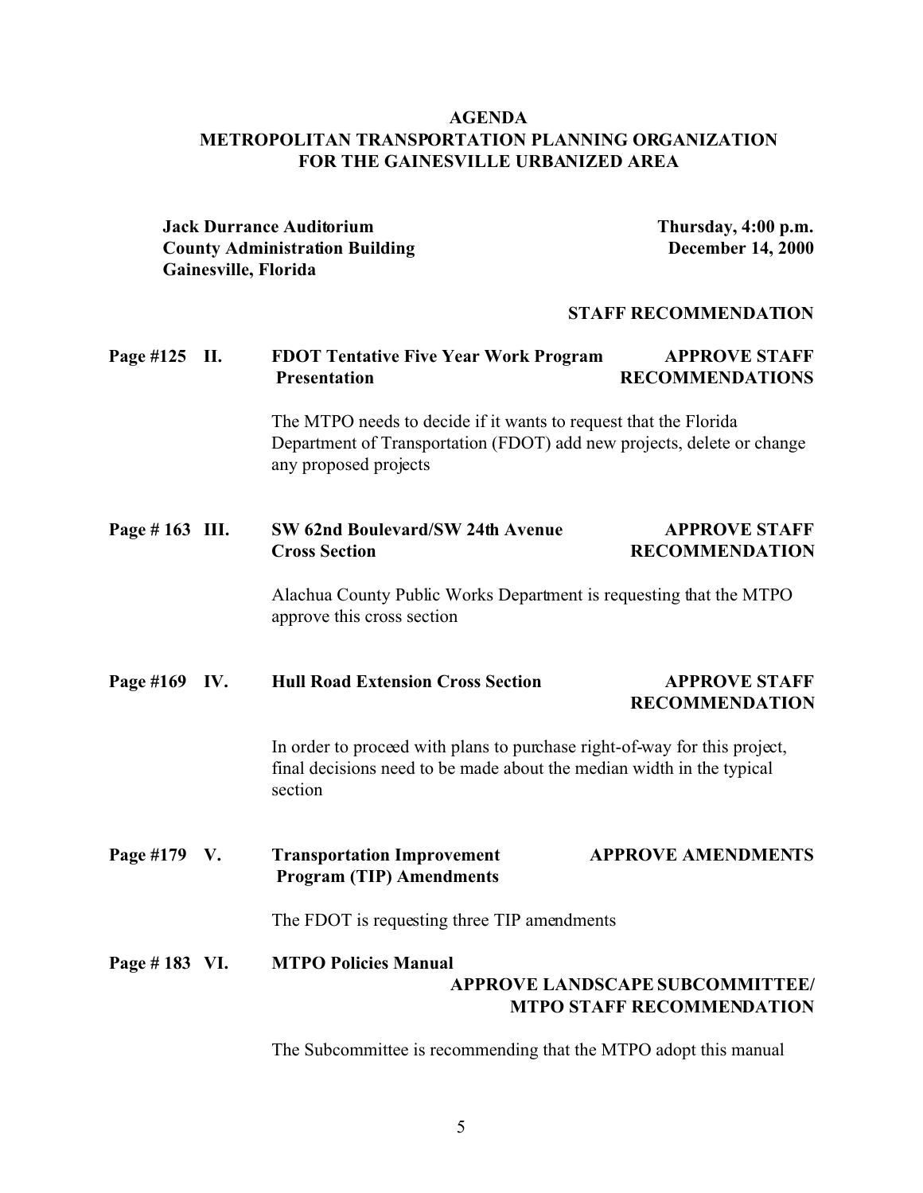**AGENDA**
**METROPOLITAN TRANSPORTATION PLANNING ORGANIZATION**
**FOR THE GAINESVILLE URBANIZED AREA**

**Jack Durrance Auditorium**
**County Administration Building**
**Gainesville, Florida**

**Thursday, 4:00 p.m.**
**December 14, 2000**

**STAFF RECOMMENDATION**

**Page #125 II. FDOT Tentative Five Year Work Program Presentation** — **APPROVE STAFF RECOMMENDATIONS**

The MTPO needs to decide if it wants to request that the Florida Department of Transportation (FDOT) add new projects, delete or change any proposed projects

**Page # 163 III. SW 62nd Boulevard/SW 24th Avenue Cross Section** — **APPROVE STAFF RECOMMENDATION**

Alachua County Public Works Department is requesting that the MTPO approve this cross section

**Page #169 IV. Hull Road Extension Cross Section** — **APPROVE STAFF RECOMMENDATION**

In order to proceed with plans to purchase right-of-way for this project, final decisions need to be made about the median width in the typical section

**Page #179 V. Transportation Improvement Program (TIP) Amendments** — **APPROVE AMENDMENTS**

The FDOT is requesting three TIP amendments

**Page # 183 VI. MTPO Policies Manual** — **APPROVE LANDSCAPE SUBCOMMITTEE/ MTPO STAFF RECOMMENDATION**

The Subcommittee is recommending that the MTPO adopt this manual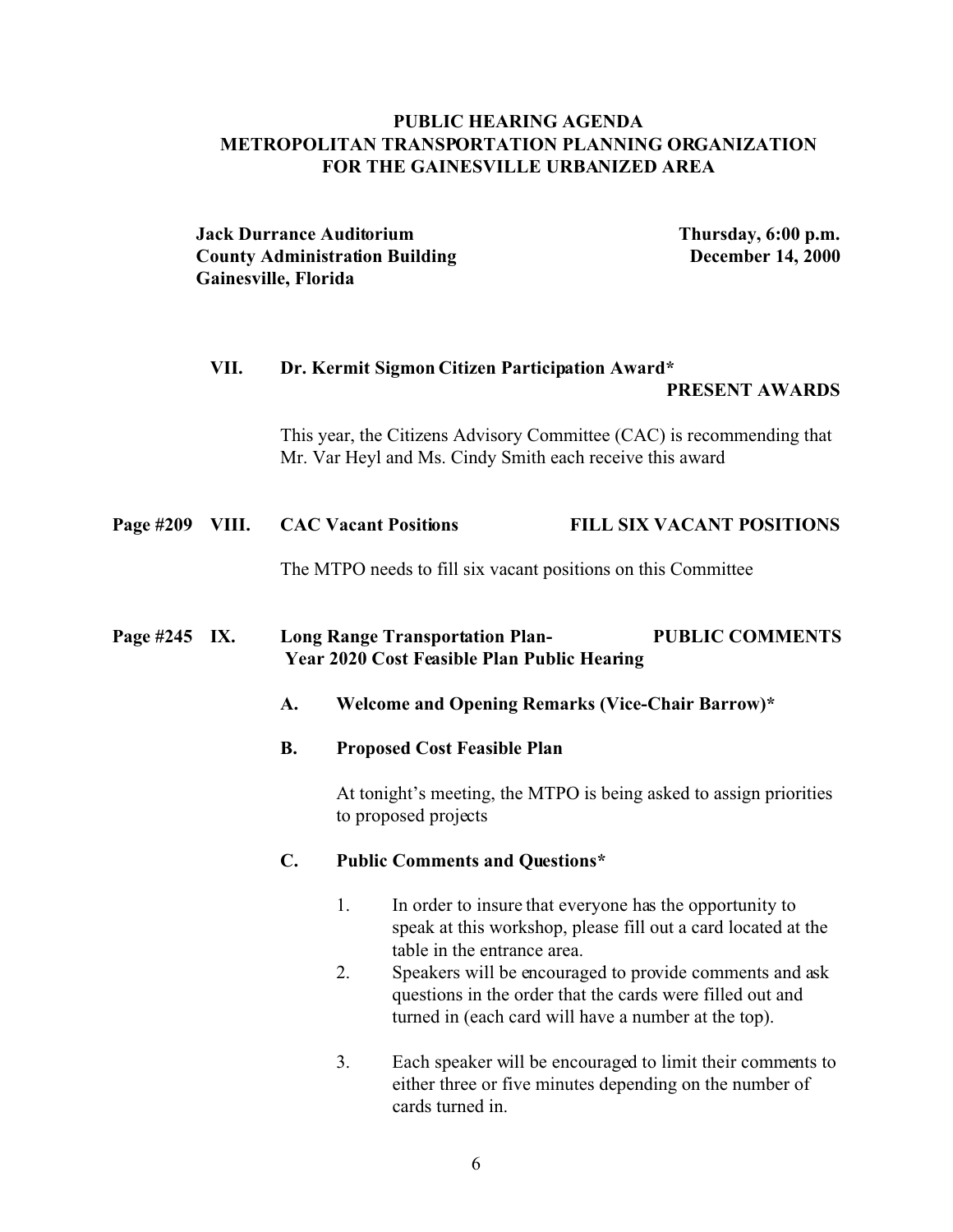**PUBLIC HEARING AGENDA**
**METROPOLITAN TRANSPORTATION PLANNING ORGANIZATION**
**FOR THE GAINESVILLE URBANIZED AREA**

**Jack Durrance Auditorium** — **Thursday, 6:00 p.m.**
**County Administration Building** — **December 14, 2000**
**Gainesville, Florida**

**VII. Dr. Kermit Sigmon Citizen Participation Award*** — **PRESENT AWARDS**

This year, the Citizens Advisory Committee (CAC) is recommending that Mr. Var Heyl and Ms. Cindy Smith each receive this award

**Page #209 VIII. CAC Vacant Positions** — **FILL SIX VACANT POSITIONS**

The MTPO needs to fill six vacant positions on this Committee

**Page #245 IX. Long Range Transportation Plan- Year 2020 Cost Feasible Plan Public Hearing** — **PUBLIC COMMENTS**

**A. Welcome and Opening Remarks (Vice-Chair Barrow)***

**B. Proposed Cost Feasible Plan**

At tonight's meeting, the MTPO is being asked to assign priorities to proposed projects

**C. Public Comments and Questions***

1. In order to insure that everyone has the opportunity to speak at this workshop, please fill out a card located at the table in the entrance area.
2. Speakers will be encouraged to provide comments and ask questions in the order that the cards were filled out and turned in (each card will have a number at the top).
3. Each speaker will be encouraged to limit their comments to either three or five minutes depending on the number of cards turned in.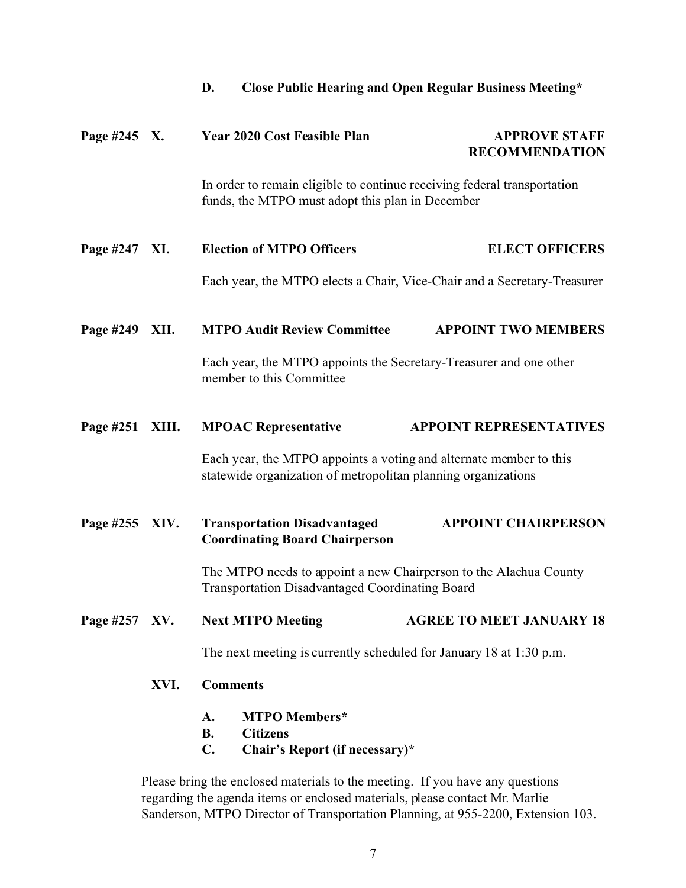**D. Close Public Hearing and Open Regular Business Meeting***

**Page #245 X. Year 2020 Cost Feasible Plan** **APPROVE STAFF RECOMMENDATION**

In order to remain eligible to continue receiving federal transportation funds, the MTPO must adopt this plan in December

**Page #247 XI. Election of MTPO Officers** **ELECT OFFICERS**

Each year, the MTPO elects a Chair, Vice-Chair and a Secretary-Treasurer

**Page #249 XII. MTPO Audit Review Committee** **APPOINT TWO MEMBERS**

Each year, the MTPO appoints the Secretary-Treasurer and one other member to this Committee

**Page #251 XIII. MPOAC Representative** **APPOINT REPRESENTATIVES**

Each year, the MTPO appoints a voting and alternate member to this statewide organization of metropolitan planning organizations

**Page #255 XIV. Transportation Disadvantaged Coordinating Board Chairperson** **APPOINT CHAIRPERSON**

The MTPO needs to appoint a new Chairperson to the Alachua County Transportation Disadvantaged Coordinating Board

**Page #257 XV. Next MTPO Meeting** **AGREE TO MEET JANUARY 18**

The next meeting is currently scheduled for January 18 at 1:30 p.m.

**XVI. Comments**

- **A. MTPO Members***
- **B. Citizens**
- **C. Chair's Report (if necessary)***

Please bring the enclosed materials to the meeting. If you have any questions regarding the agenda items or enclosed materials, please contact Mr. Marlie Sanderson, MTPO Director of Transportation Planning, at 955-2200, Extension 103.